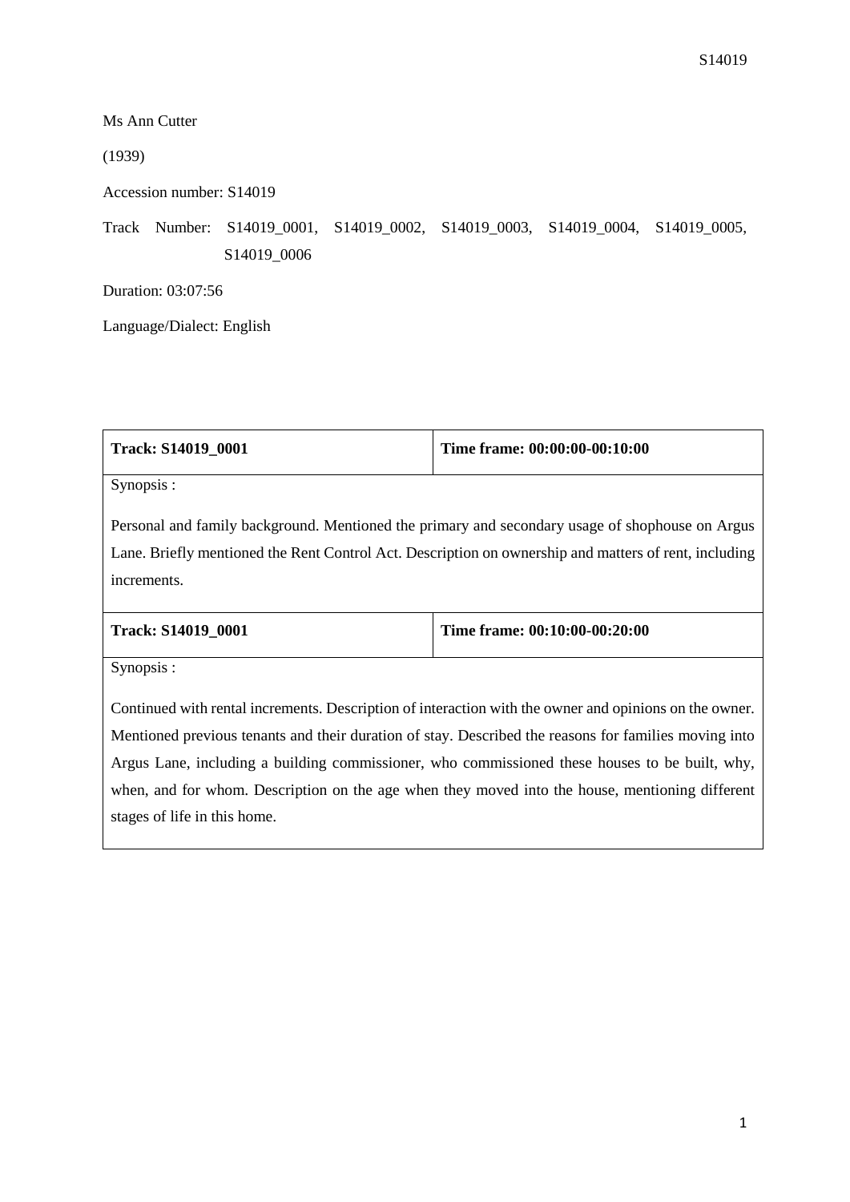Ms Ann Cutter

(1939)

Accession number: S14019

Track Number: S14019_0001, S14019_0002, S14019_0003, S14019_0004, S14019_0005, S14019_0006

Duration: 03:07:56

Language/Dialect: English

| **Track: S14019_0001** | **Time frame: 00:00:00-00:10:00** |
|---|---|
| Synopsis :<br><br>Personal and family background. Mentioned the primary and secondary usage of shophouse on Argus Lane. Briefly mentioned the Rent Control Act. Description on ownership and matters of rent, including increments. | |
| **Track: S14019_0001** | **Time frame: 00:10:00-00:20:00** |
| Synopsis :<br><br>Continued with rental increments. Description of interaction with the owner and opinions on the owner. Mentioned previous tenants and their duration of stay. Described the reasons for families moving into Argus Lane, including a building commissioner, who commissioned these houses to be built, why, when, and for whom. Description on the age when they moved into the house, mentioning different stages of life in this home. | |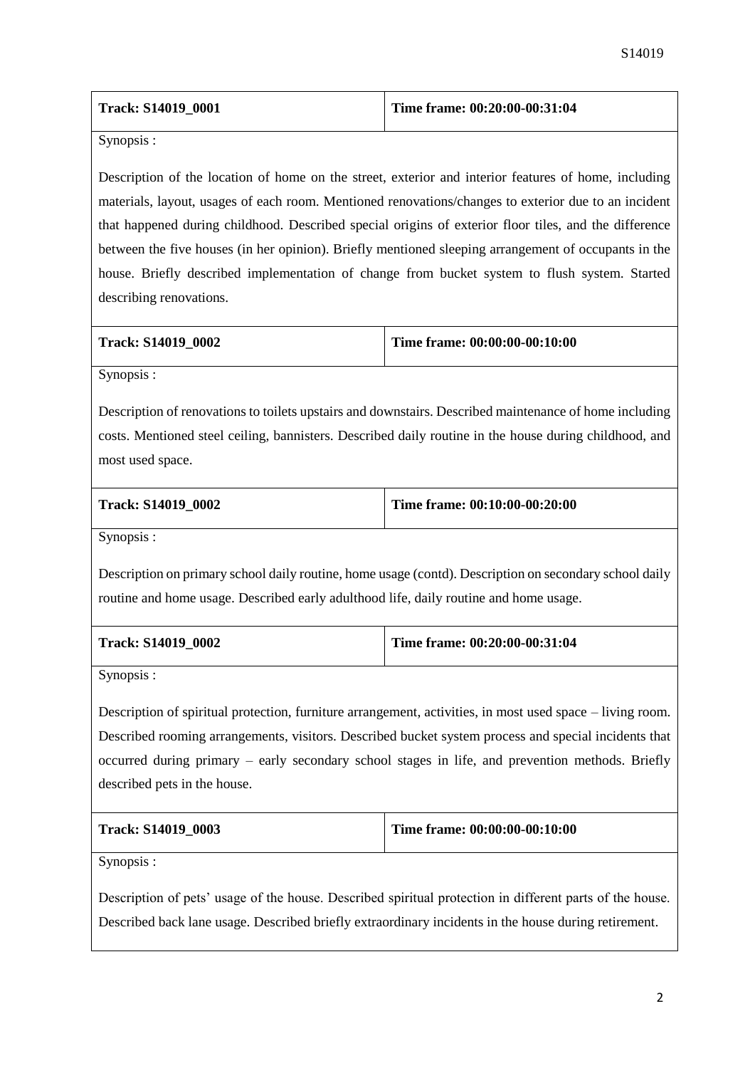| Track: S14019_0001 | Time frame: 00:20:00-00:31:04 |
| --- | --- |

Synopsis :

Description of the location of home on the street, exterior and interior features of home, including materials, layout, usages of each room. Mentioned renovations/changes to exterior due to an incident that happened during childhood. Described special origins of exterior floor tiles, and the difference between the five houses (in her opinion). Briefly mentioned sleeping arrangement of occupants in the house. Briefly described implementation of change from bucket system to flush system. Started describing renovations.

| Track: S14019_0002 | Time frame: 00:00:00-00:10:00 |
| --- | --- |

Synopsis :

Description of renovations to toilets upstairs and downstairs. Described maintenance of home including costs. Mentioned steel ceiling, bannisters. Described daily routine in the house during childhood, and most used space.

| Track: S14019_0002 | Time frame: 00:10:00-00:20:00 |
| --- | --- |

Synopsis :

Description on primary school daily routine, home usage (contd). Description on secondary school daily routine and home usage. Described early adulthood life, daily routine and home usage.

| Track: S14019_0002 | Time frame: 00:20:00-00:31:04 |
| --- | --- |

Synopsis :

Description of spiritual protection, furniture arrangement, activities, in most used space – living room. Described rooming arrangements, visitors. Described bucket system process and special incidents that occurred during primary – early secondary school stages in life, and prevention methods. Briefly described pets in the house.

| Track: S14019_0003 | Time frame: 00:00:00-00:10:00 |
| --- | --- |

Synopsis :

Description of pets' usage of the house. Described spiritual protection in different parts of the house. Described back lane usage. Described briefly extraordinary incidents in the house during retirement.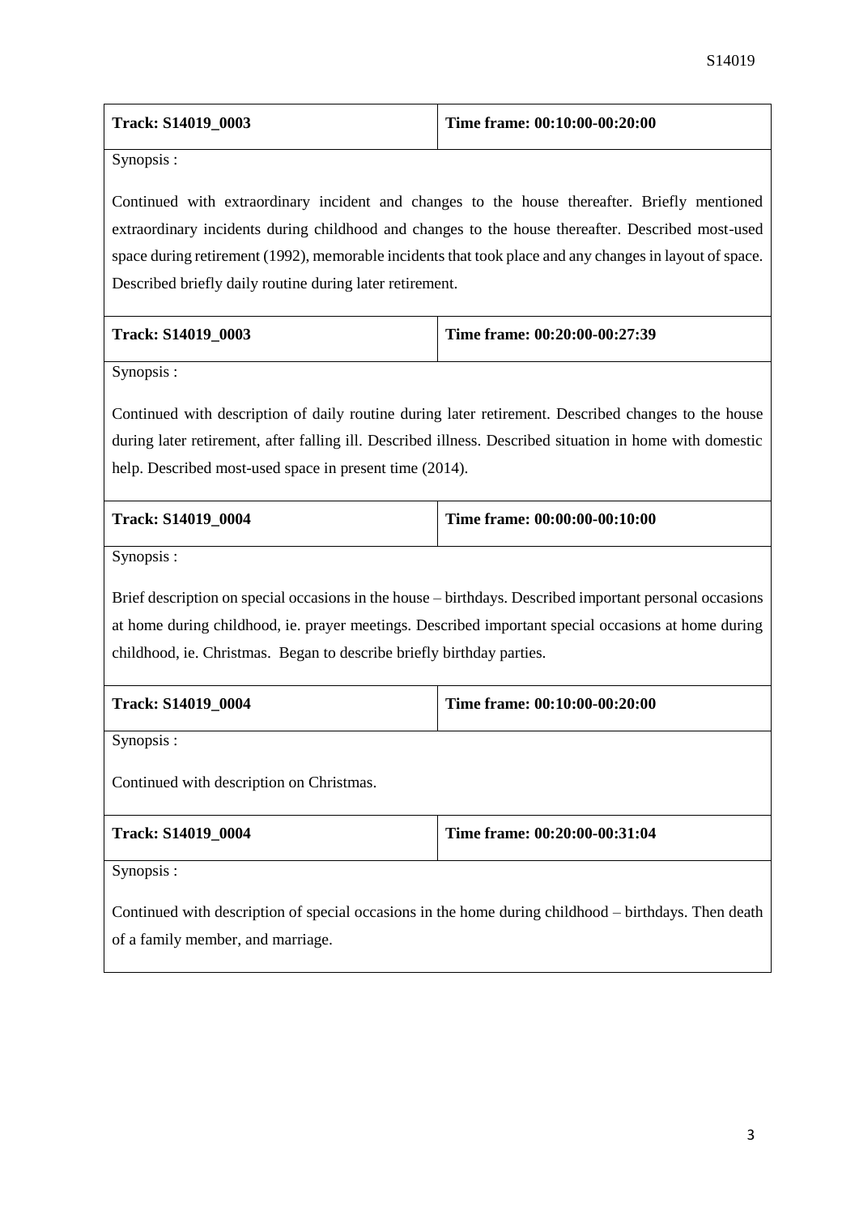| **Track: S14019_0003** | **Time frame: 00:10:00-00:20:00** |
|---|---|

Synopsis :

Continued with extraordinary incident and changes to the house thereafter. Briefly mentioned extraordinary incidents during childhood and changes to the house thereafter. Described most-used space during retirement (1992), memorable incidents that took place and any changes in layout of space. Described briefly daily routine during later retirement.

| **Track: S14019_0003** | **Time frame: 00:20:00-00:27:39** |
|---|---|

Synopsis :

Continued with description of daily routine during later retirement. Described changes to the house during later retirement, after falling ill. Described illness. Described situation in home with domestic help. Described most-used space in present time (2014).

| **Track: S14019_0004** | **Time frame: 00:00:00-00:10:00** |
|---|---|

Synopsis :

Brief description on special occasions in the house – birthdays. Described important personal occasions at home during childhood, ie. prayer meetings. Described important special occasions at home during childhood, ie. Christmas. Began to describe briefly birthday parties.

| **Track: S14019_0004** | **Time frame: 00:10:00-00:20:00** |
|---|---|

Synopsis :

Continued with description on Christmas.

| **Track: S14019_0004** | **Time frame: 00:20:00-00:31:04** |
|---|---|

Synopsis :

Continued with description of special occasions in the home during childhood – birthdays. Then death of a family member, and marriage.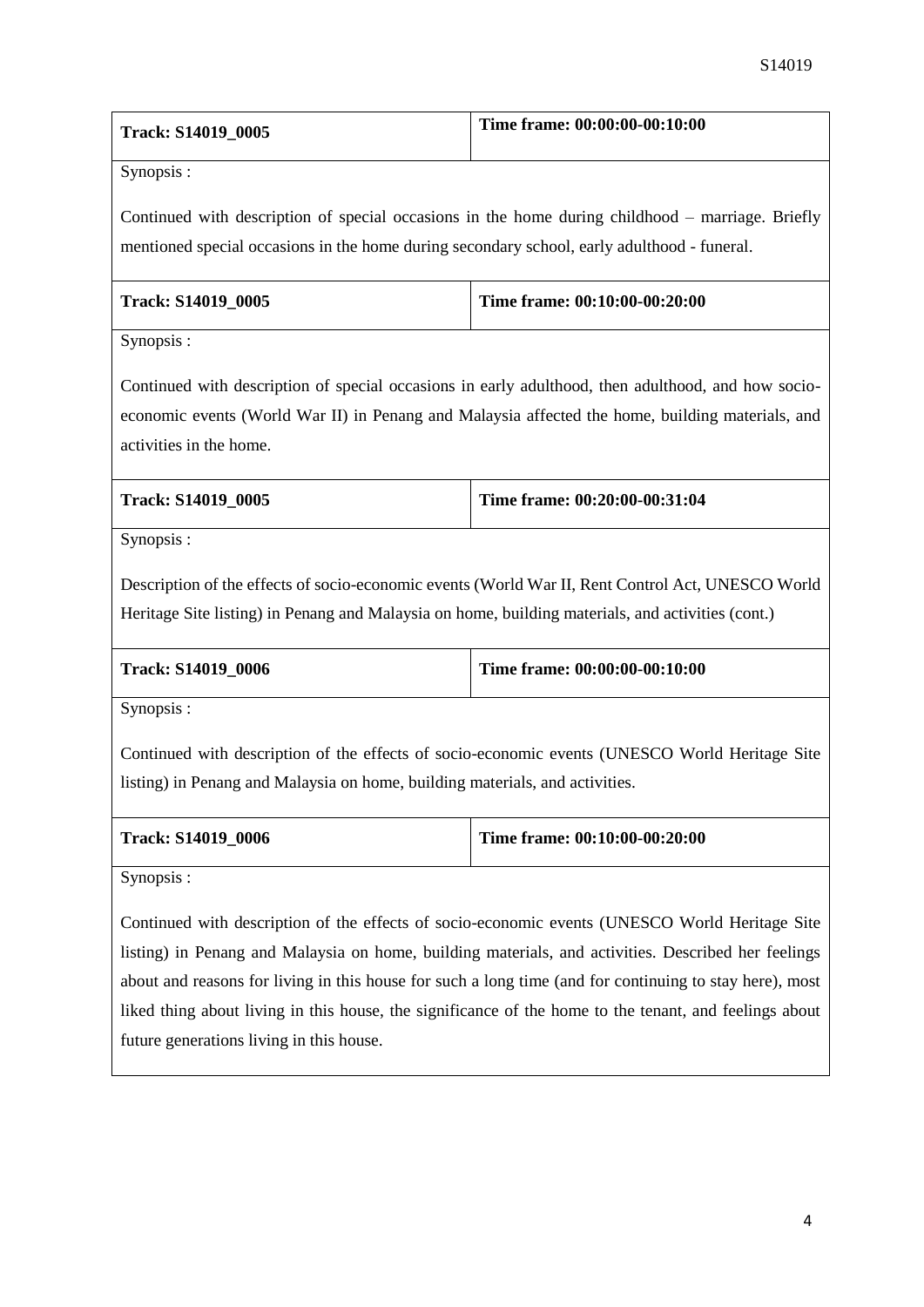| Track: S14019_0005 | Time frame: 00:00:00-00:10:00 |
| --- | --- |
| Synopsis : Continued with description of special occasions in the home during childhood – marriage. Briefly mentioned special occasions in the home during secondary school, early adulthood - funeral. | |

| Track: S14019_0005 | Time frame: 00:10:00-00:20:00 |
| --- | --- |
| Synopsis : Continued with description of special occasions in early adulthood, then adulthood, and how socio-economic events (World War II) in Penang and Malaysia affected the home, building materials, and activities in the home. | |

| Track: S14019_0005 | Time frame: 00:20:00-00:31:04 |
| --- | --- |
| Synopsis : Description of the effects of socio-economic events (World War II, Rent Control Act, UNESCO World Heritage Site listing) in Penang and Malaysia on home, building materials, and activities (cont.) | |

| Track: S14019_0006 | Time frame: 00:00:00-00:10:00 |
| --- | --- |
| Synopsis : Continued with description of the effects of socio-economic events (UNESCO World Heritage Site listing) in Penang and Malaysia on home, building materials, and activities. | |

| Track: S14019_0006 | Time frame: 00:10:00-00:20:00 |
| --- | --- |
| Synopsis : Continued with description of the effects of socio-economic events (UNESCO World Heritage Site listing) in Penang and Malaysia on home, building materials, and activities. Described her feelings about and reasons for living in this house for such a long time (and for continuing to stay here), most liked thing about living in this house, the significance of the home to the tenant, and feelings about future generations living in this house. | |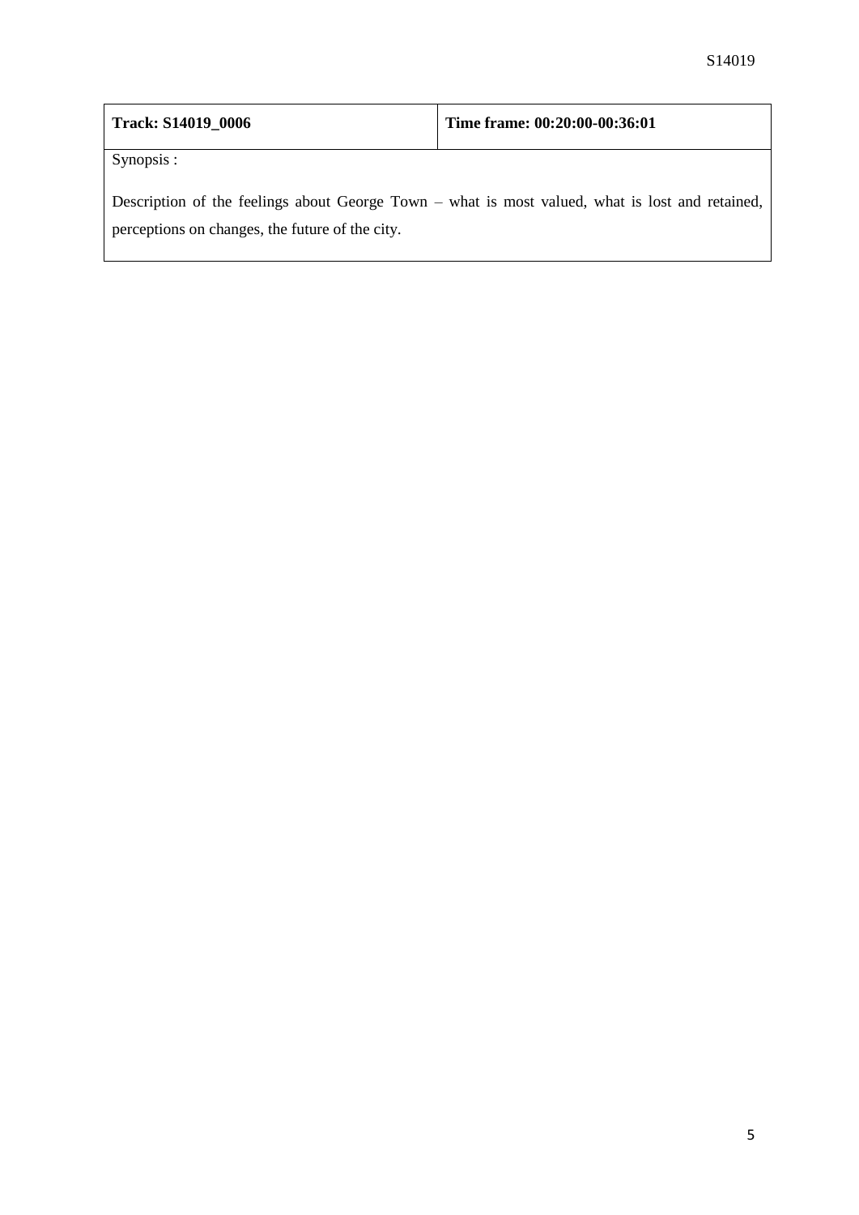| **Track: S14019_0006** | **Time frame: 00:20:00-00:36:01** |
|---|---|
| Synopsis :<br><br>Description of the feelings about George Town – what is most valued, what is lost and retained, perceptions on changes, the future of the city. | |